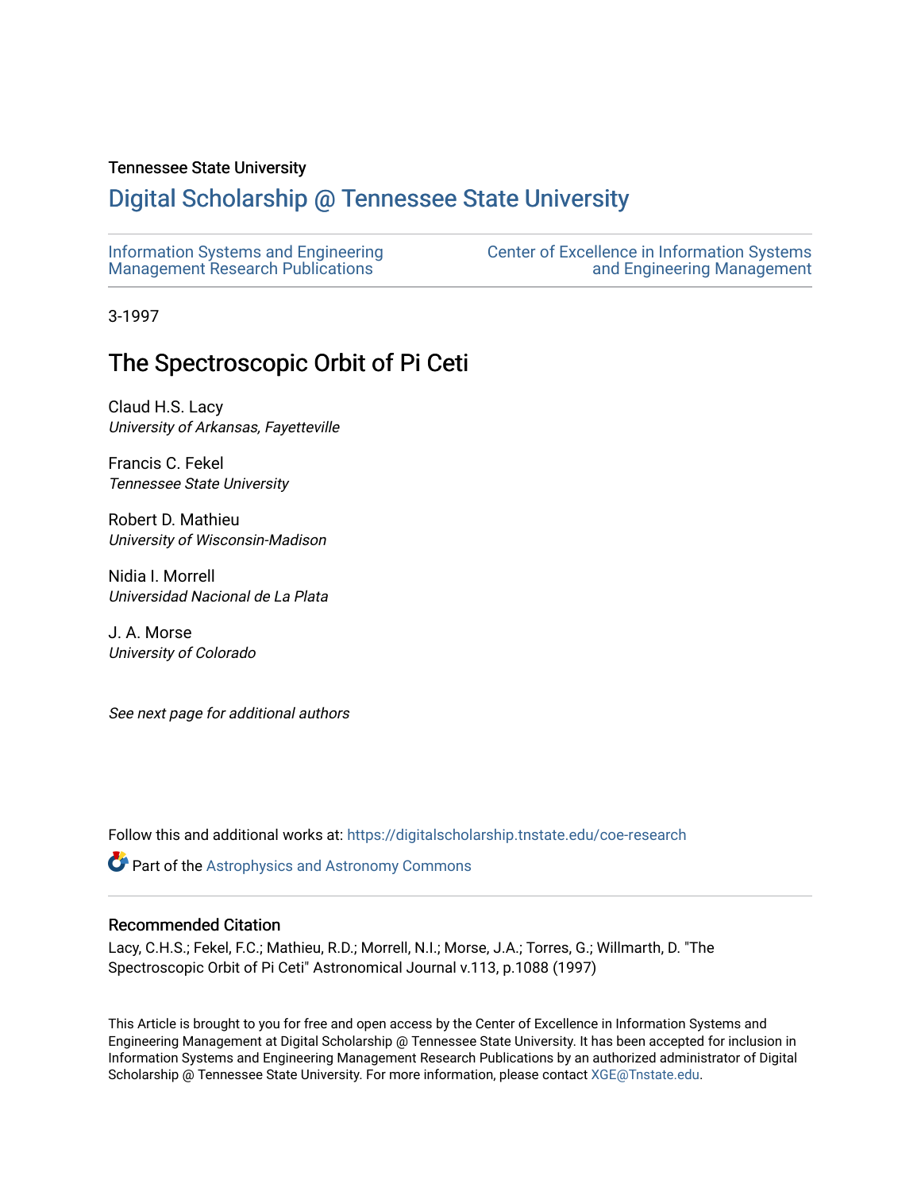Tennessee State University

# Digital Scholarship @ Tennessee State University

Information Systems and Engineering Management Research Publications

Center of Excellence in Information Systems and Engineering Management

3-1997

## The Spectroscopic Orbit of Pi Ceti

Claud H.S. Lacy
*University of Arkansas, Fayetteville*

Francis C. Fekel
*Tennessee State University*

Robert D. Mathieu
*University of Wisconsin-Madison*

Nidia I. Morrell
*Universidad Nacional de La Plata*

J. A. Morse
*University of Colorado*

*See next page for additional authors*

Follow this and additional works at: https://digitalscholarship.tnstate.edu/coe-research

Part of the Astrophysics and Astronomy Commons

### Recommended Citation

Lacy, C.H.S.; Fekel, F.C.; Mathieu, R.D.; Morrell, N.I.; Morse, J.A.; Torres, G.; Willmarth, D. "The Spectroscopic Orbit of Pi Ceti" Astronomical Journal v.113, p.1088 (1997)

This Article is brought to you for free and open access by the Center of Excellence in Information Systems and Engineering Management at Digital Scholarship @ Tennessee State University. It has been accepted for inclusion in Information Systems and Engineering Management Research Publications by an authorized administrator of Digital Scholarship @ Tennessee State University. For more information, please contact XGE@Tnstate.edu.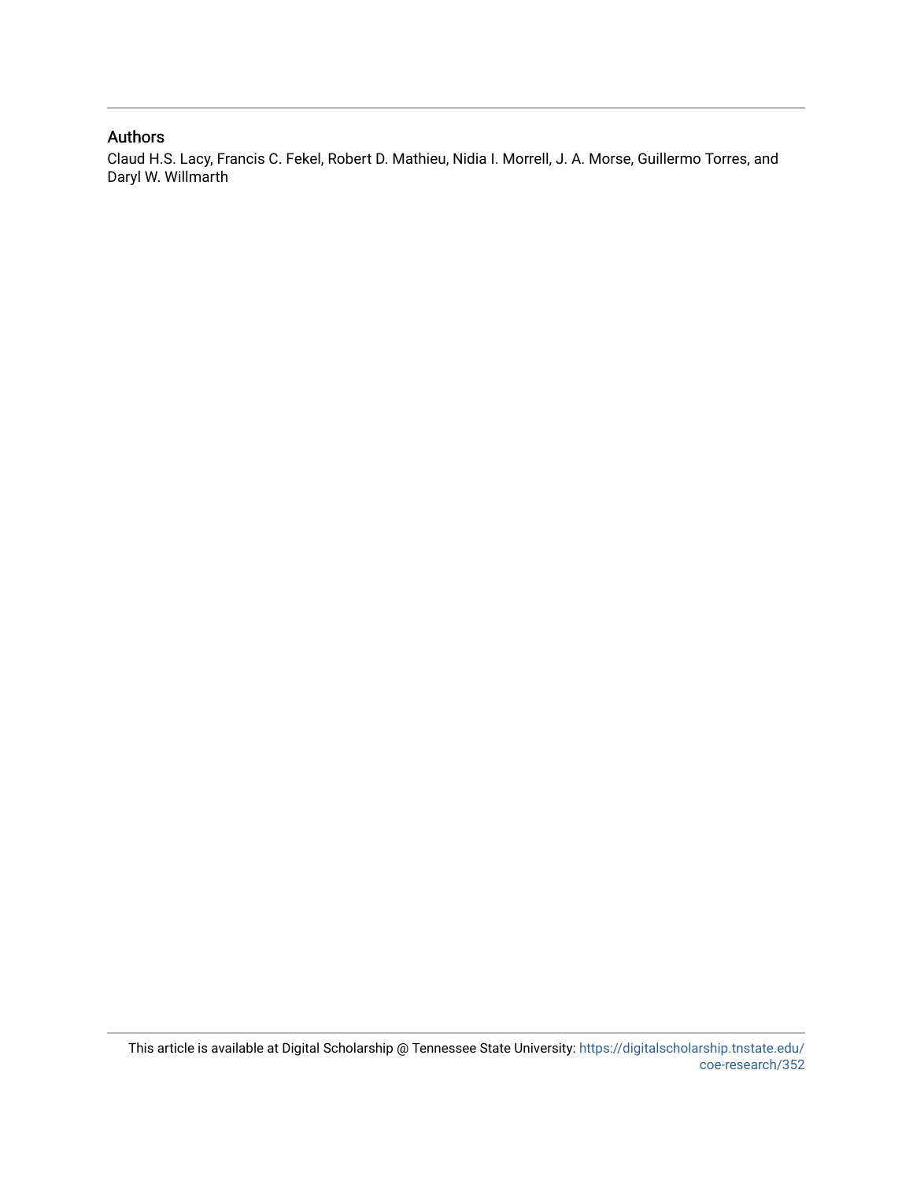## Authors

Claud H.S. Lacy, Francis C. Fekel, Robert D. Mathieu, Nidia I. Morrell, J. A. Morse, Guillermo Torres, and Daryl W. Willmarth

This article is available at Digital Scholarship @ Tennessee State University: https://digitalscholarship.tnstate.edu/coe-research/352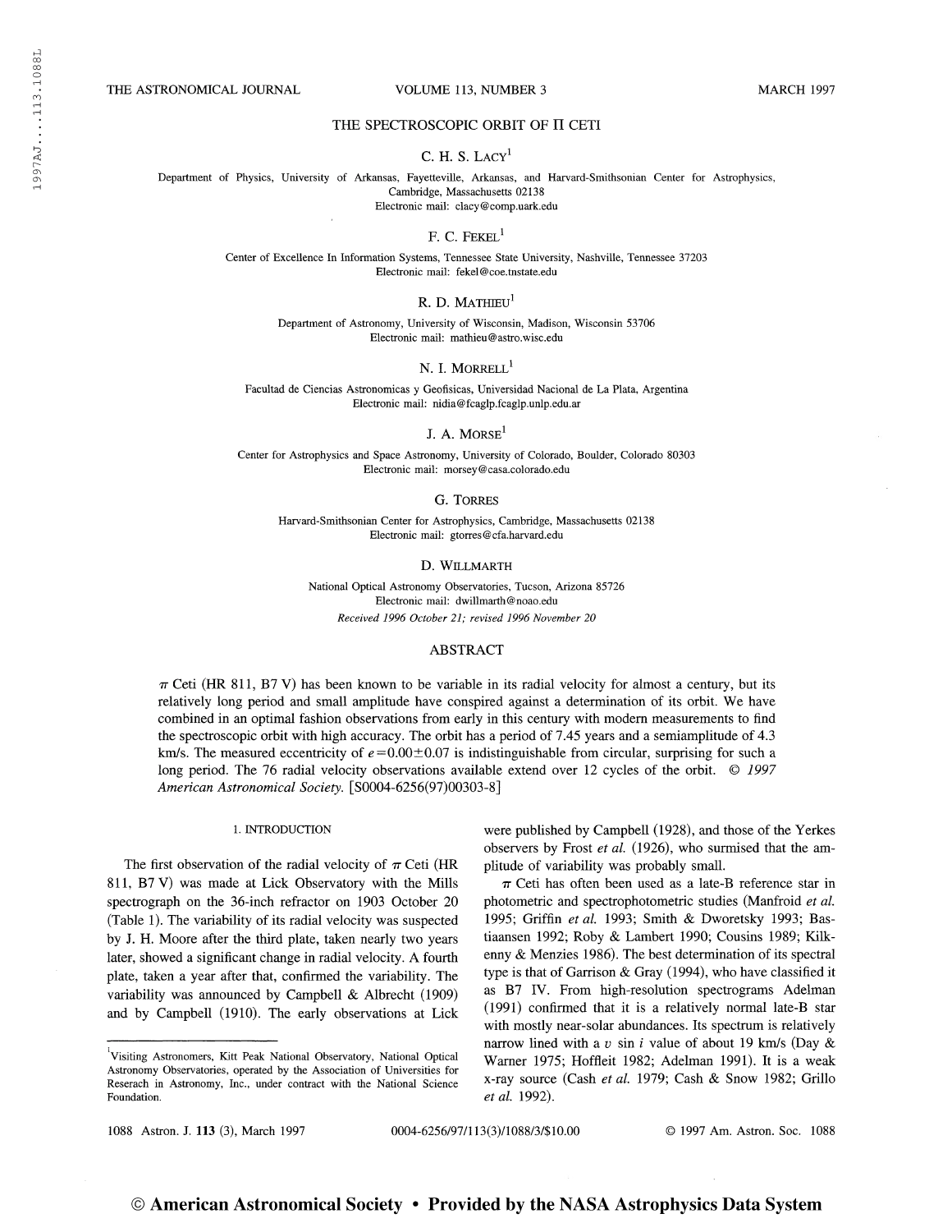# THE SPECTROSCOPIC ORBIT OF Π CETI

C. H. S. LACY[1]

Department of Physics, University of Arkansas, Fayetteville, Arkansas, and Harvard-Smithsonian Center for Astrophysics, Cambridge, Massachusetts 02138
Electronic mail: clacy@comp.uark.edu

F. C. FEKEL[1]

Center of Excellence In Information Systems, Tennessee State University, Nashville, Tennessee 37203
Electronic mail: fekel@coe.tnstate.edu

R. D. MATHIEU[1]

Department of Astronomy, University of Wisconsin, Madison, Wisconsin 53706
Electronic mail: mathieu@astro.wisc.edu

N. I. MORRELL[1]

Facultad de Ciencias Astronomicas y Geofisicas, Universidad Nacional de La Plata, Argentina
Electronic mail: nidia@fcaglp.fcaglp.unlp.edu.ar

J. A. MORSE[1]

Center for Astrophysics and Space Astronomy, University of Colorado, Boulder, Colorado 80303
Electronic mail: morsey@casa.colorado.edu

G. TORRES

Harvard-Smithsonian Center for Astrophysics, Cambridge, Massachusetts 02138
Electronic mail: gtorres@cfa.harvard.edu

D. WILLMARTH

National Optical Astronomy Observatories, Tucson, Arizona 85726
Electronic mail: dwillmarth@noao.edu

*Received 1996 October 21; revised 1996 November 20*

## ABSTRACT

$\pi$ Ceti (HR 811, B7 V) has been known to be variable in its radial velocity for almost a century, but its relatively long period and small amplitude have conspired against a determination of its orbit. We have combined in an optimal fashion observations from early in this century with modern measurements to find the spectroscopic orbit with high accuracy. The orbit has a period of 7.45 years and a semiamplitude of 4.3 km/s. The measured eccentricity of $e=0.00\pm0.07$ is indistinguishable from circular, surprising for such a long period. The 76 radial velocity observations available extend over 12 cycles of the orbit. © *1997 American Astronomical Society.* [S0004-6256(97)00303-8]

## 1. INTRODUCTION

The first observation of the radial velocity of $\pi$ Ceti (HR 811, B7 V) was made at Lick Observatory with the Mills spectrograph on the 36-inch refractor on 1903 October 20 (Table 1). The variability of its radial velocity was suspected by J. H. Moore after the third plate, taken nearly two years later, showed a significant change in radial velocity. A fourth plate, taken a year after that, confirmed the variability. The variability was announced by Campbell & Albrecht (1909) and by Campbell (1910). The early observations at Lick were published by Campbell (1928), and those of the Yerkes observers by Frost *et al.* (1926), who surmised that the amplitude of variability was probably small.

$\pi$ Ceti has often been used as a late-B reference star in photometric and spectrophotometric studies (Manfroid *et al.* 1995; Griffin *et al.* 1993; Smith & Dworetsky 1993; Bastiaansen 1992; Roby & Lambert 1990; Cousins 1989; Kilkenny & Menzies 1986). The best determination of its spectral type is that of Garrison & Gray (1994), who have classified it as B7 IV. From high-resolution spectrograms Adelman (1991) confirmed that it is a relatively normal late-B star with mostly near-solar abundances. Its spectrum is relatively narrow lined with a $v \sin i$ value of about 19 km/s (Day & Warner 1975; Hoffleit 1982; Adelman 1991). It is a weak x-ray source (Cash *et al.* 1979; Cash & Snow 1982; Grillo *et al.* 1992).

[1] Visiting Astronomers, Kitt Peak National Observatory, National Optical Astronomy Observatories, operated by the Association of Universities for Reserach in Astronomy, Inc., under contract with the National Science Foundation.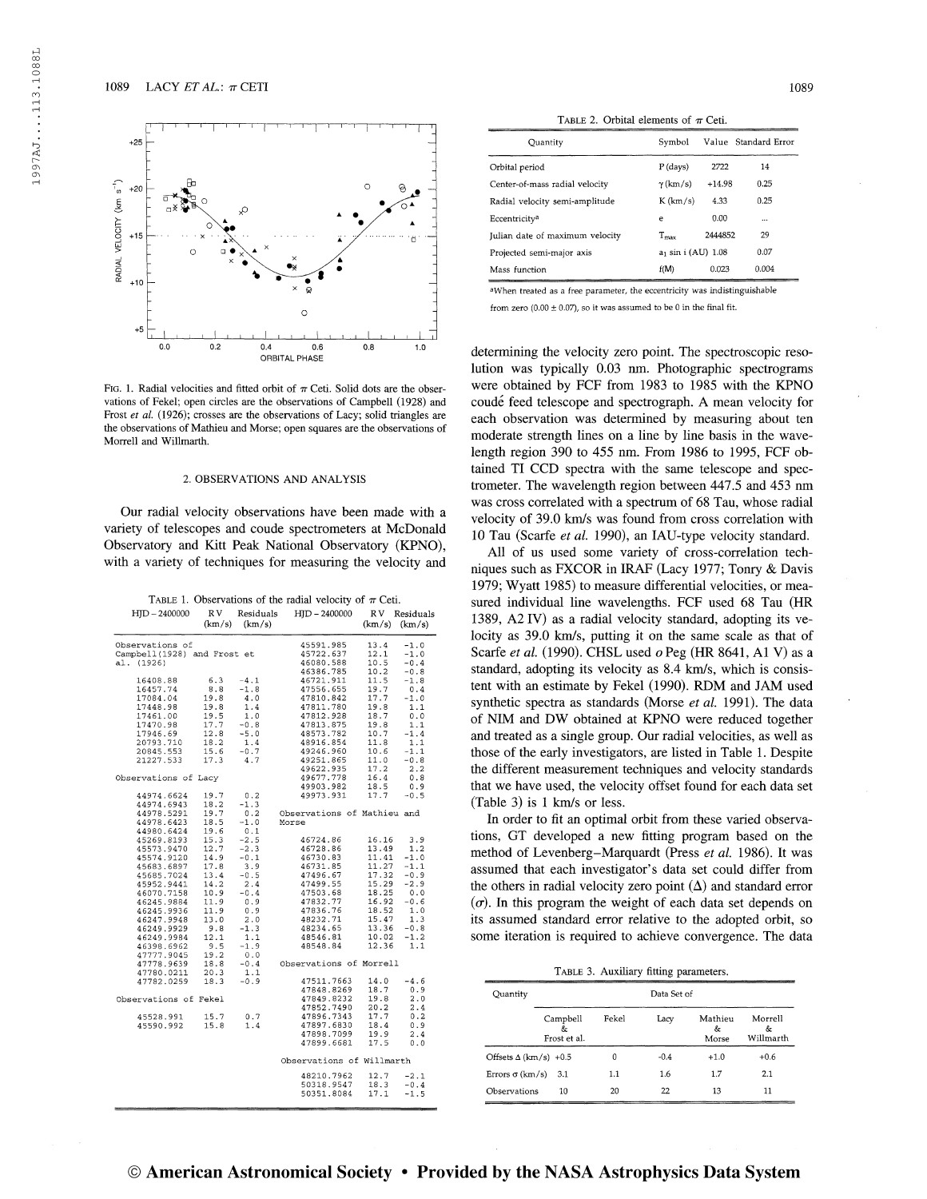FIG. 1. Radial velocities and fitted orbit of π Ceti. Solid dots are the observations of Fekel; open circles are the observations of Campbell (1928) and Frost *et al.* (1926); crosses are the observations of Lacy; solid triangles are the observations of Mathieu and Morse; open squares are the observations of Morrell and Willmarth.

## 2. OBSERVATIONS AND ANALYSIS

Our radial velocity observations have been made with a variety of telescopes and coude spectrometers at McDonald Observatory and Kitt Peak National Observatory (KPNO), with a variety of techniques for measuring the velocity and determining the velocity zero point. The spectroscopic resolution was typically 0.03 nm. Photographic spectrograms were obtained by FCF from 1983 to 1985 with the KPNO coudé feed telescope and spectrograph. A mean velocity for each observation was determined by measuring about ten moderate strength lines on a line by line basis in the wavelength region 390 to 455 nm. From 1986 to 1995, FCF obtained TI CCD spectra with the same telescope and spectrometer. The wavelength region between 447.5 and 453 nm was cross correlated with a spectrum of 68 Tau, whose radial velocity of 39.0 km/s was found from cross correlation with 10 Tau (Scarfe *et al.* 1990), an IAU-type velocity standard.

All of us used some variety of cross-correlation techniques such as FXCOR in IRAF (Lacy 1977; Tonry & Davis 1979; Wyatt 1985) to measure differential velocities, or measured individual line wavelengths. FCF used 68 Tau (HR 1389, A2 IV) as a radial velocity standard, adopting its velocity as 39.0 km/s, putting it on the same scale as that of Scarfe *et al.* (1990). CHSL used *o* Peg (HR 8641, A1 V) as a standard, adopting its velocity as 8.4 km/s, which is consistent with an estimate by Fekel (1990). RDM and JAM used synthetic spectra as standards (Morse *et al.* 1991). The data of NIM and DW obtained at KPNO were reduced together and treated as a single group. Our radial velocities, as well as those of the early investigators, are listed in Table 1. Despite the different measurement techniques and velocity standards that we have used, the velocity offset found for each data set (Table 3) is 1 km/s or less.

In order to fit an optimal orbit from these varied observations, GT developed a new fitting program based on the method of Levenberg–Marquardt (Press *et al.* 1986). It was assumed that each investigator's data set could differ from the others in radial velocity zero point (Δ) and standard error (σ). In this program the weight of each data set depends on its assumed standard error relative to the adopted orbit, so some iteration is required to achieve convergence. The data

TABLE 1. Observations of the radial velocity of π Ceti.

| HJD − 2400000 | RV (km/s) | Residuals (km/s) | HJD − 2400000 | RV (km/s) | Residuals (km/s) |
|---|---|---|---|---|---|
| Observations of Campbell (1928) and Frost et al. (1926) | | | 45591.985 | 13.4 | −1.0 |
| | | | 45722.637 | 12.1 | −1.0 |
| | | | 46080.588 | 10.5 | −0.4 |
| | | | 46386.785 | 10.2 | −0.8 |
| 16408.88 | 6.3 | −4.1 | 46721.911 | 11.5 | −1.8 |
| 16457.74 | 8.8 | −1.8 | 47556.655 | 19.7 | 0.4 |
| 17084.04 | 19.8 | 4.0 | 47810.842 | 17.7 | −1.0 |
| 17448.98 | 19.8 | 1.4 | 47811.780 | 19.8 | 1.1 |
| 17461.00 | 19.5 | 1.0 | 47812.928 | 18.7 | 0.0 |
| 17470.98 | 17.7 | −0.8 | 47813.875 | 19.8 | 1.1 |
| 17946.69 | 12.8 | −5.0 | 48573.782 | 10.7 | −1.4 |
| 20793.710 | 18.2 | 1.4 | 48916.854 | 11.8 | 1.1 |
| 20845.553 | 15.6 | −0.7 | 49246.960 | 10.6 | −1.1 |
| 21227.533 | 17.3 | 4.7 | 49251.865 | 11.0 | −0.8 |
| Observations of Lacy | | | 49622.935 | 17.2 | 2.2 |
| | | | 49677.778 | 16.4 | 0.8 |
| | | | 49903.982 | 18.5 | 0.9 |
| 44974.6624 | 19.7 | 0.2 | 49973.931 | 17.7 | −0.5 |
| 44974.6943 | 18.2 | −1.3 | | | |
| 44978.5291 | 19.7 | 0.2 | Observations of Mathieu and Morse | | |
| 44978.6423 | 18.5 | −1.0 | | | |
| 44980.6424 | 19.6 | 0.1 | | | |
| 45269.8193 | 15.3 | −2.5 | 46724.86 | 16.16 | 3.9 |
| 45573.9470 | 12.7 | −2.3 | 46728.86 | 13.49 | 1.2 |
| 45574.9120 | 14.9 | −0.1 | 46730.83 | 11.41 | −1.0 |
| 45683.6897 | 17.8 | 3.9 | 46731.85 | 11.27 | −1.1 |
| 45685.7024 | 13.4 | −0.5 | 47496.67 | 17.32 | −0.9 |
| 45952.9441 | 14.2 | 2.4 | 47499.55 | 15.29 | −2.9 |
| 46070.7158 | 10.9 | −0.4 | 47503.68 | 18.25 | 0.0 |
| 46245.9884 | 11.9 | 0.9 | 47832.77 | 16.92 | −0.6 |
| 46245.9936 | 11.9 | 0.9 | 47836.76 | 18.52 | 1.0 |
| 46247.9948 | 13.0 | 2.0 | 48232.71 | 15.47 | 1.3 |
| 46249.9929 | 9.8 | −1.3 | 48234.65 | 13.36 | −0.8 |
| 46249.9984 | 12.1 | 1.1 | 48546.81 | 10.02 | −1.2 |
| 46398.6962 | 9.5 | −1.9 | 48548.84 | 12.36 | 1.1 |
| 47777.9045 | 19.2 | 0.0 | | | |
| 47778.9639 | 18.8 | −0.4 | Observations of Morrell | | |
| 47780.0211 | 20.3 | 1.1 | | | |
| 47782.0259 | 18.3 | −0.9 | 47511.7663 | 14.0 | −4.6 |
| | | | 47848.8269 | 18.7 | 0.9 |
| Observations of Fekel | | | 47849.8232 | 19.8 | 2.0 |
| | | | 47852.7490 | 20.2 | 2.4 |
| 45528.991 | 15.7 | 0.7 | 47896.7343 | 17.7 | 0.2 |
| 45590.992 | 15.8 | 1.4 | 47897.6830 | 18.4 | 0.9 |
| | | | 47898.7099 | 19.9 | 2.4 |
| | | | 47899.6681 | 17.5 | 0.0 |
| | | | Observations of Willmarth | | |
| | | | 48210.7962 | 12.7 | −2.1 |
| | | | 50318.9547 | 18.3 | −0.4 |
| | | | 50351.8084 | 17.1 | −1.5 |

TABLE 2. Orbital elements of π Ceti.

| Quantity | Symbol | Value | Standard Error |
|---|---|---|---|
| Orbital period | P (days) | 2722 | 14 |
| Center-of-mass radial velocity | γ (km/s) | +14.98 | 0.25 |
| Radial velocity semi-amplitude | K (km/s) | 4.33 | 0.25 |
| Eccentricity[a] | e | 0.00 | ... |
| Julian date of maximum velocity | $T_{max}$ | 2444852 | 29 |
| Projected semi-major axis | $a_1 \sin i$ (AU) | 1.08 | 0.07 |
| Mass function | f(M) | 0.023 | 0.004 |

[a]When treated as a free parameter, the eccentricity was indistinguishable from zero (0.00 ± 0.07), so it was assumed to be 0 in the final fit.

TABLE 3. Auxiliary fitting parameters.

| Quantity | Data Set of | | | | |
|---|---|---|---|---|---|
| | Campbell & Frost et al. | Fekel | Lacy | Mathieu & Morse | Morrell & Willmarth |
| Offsets Δ (km/s) | +0.5 | 0 | −0.4 | +1.0 | +0.6 |
| Errors σ (km/s) | 3.1 | 1.1 | 1.6 | 1.7 | 2.1 |
| Observations | 10 | 20 | 22 | 13 | 11 |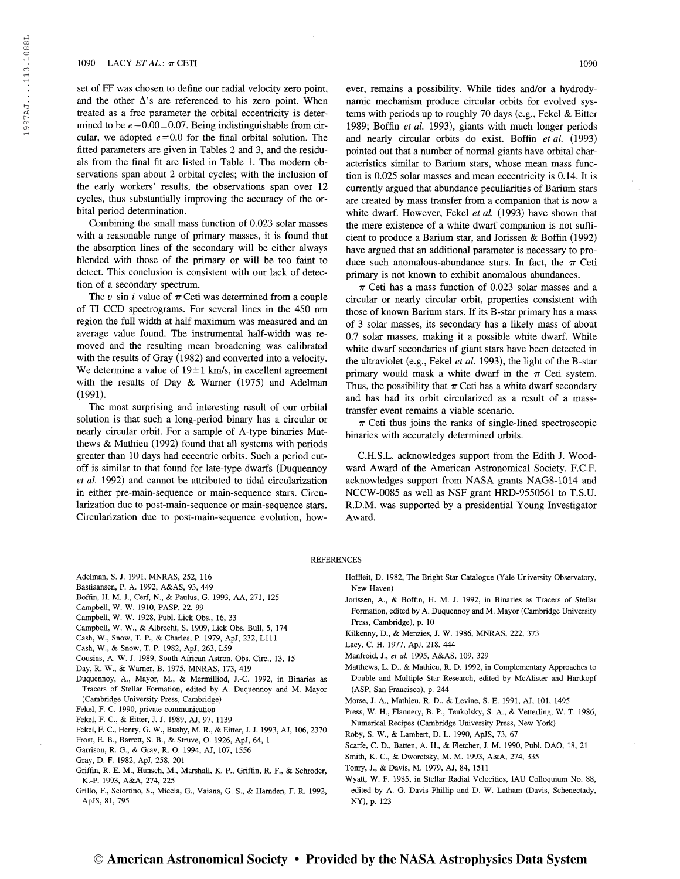set of FF was chosen to define our radial velocity zero point, and the other Δ's are referenced to his zero point. When treated as a free parameter the orbital eccentricity is determined to be $e = 0.00 \pm 0.07$. Being indistinguishable from circular, we adopted $e = 0.0$ for the final orbital solution. The fitted parameters are given in Tables 2 and 3, and the residuals from the final fit are listed in Table 1. The modern observations span about 2 orbital cycles; with the inclusion of the early workers' results, the observations span over 12 cycles, thus substantially improving the accuracy of the orbital period determination.

Combining the small mass function of 0.023 solar masses with a reasonable range of primary masses, it is found that the absorption lines of the secondary will be either always blended with those of the primary or will be too faint to detect. This conclusion is consistent with our lack of detection of a secondary spectrum.

The $v \sin i$ value of π Ceti was determined from a couple of TI CCD spectrograms. For several lines in the 450 nm region the full width at half maximum was measured and an average value found. The instrumental half-width was removed and the resulting mean broadening was calibrated with the results of Gray (1982) and converted into a velocity. We determine a value of $19 \pm 1$ km/s, in excellent agreement with the results of Day & Warner (1975) and Adelman (1991).

The most surprising and interesting result of our orbital solution is that such a long-period binary has a circular or nearly circular orbit. For a sample of A-type binaries Matthews & Mathieu (1992) found that all systems with periods greater than 10 days had eccentric orbits. Such a period cutoff is similar to that found for late-type dwarfs (Duquennoy *et al.* 1992) and cannot be attributed to tidal circularization in either pre-main-sequence or main-sequence stars. Circularization due to post-main-sequence or main-sequence stars. Circularization due to post-main-sequence evolution, however, remains a possibility. While tides and/or a hydrodynamic mechanism produce circular orbits for evolved systems with periods up to roughly 70 days (e.g., Fekel & Eitter 1989; Boffin *et al.* 1993), giants with much longer periods and nearly circular orbits do exist. Boffin *et al.* (1993) pointed out that a number of normal giants have orbital characteristics similar to Barium stars, whose mean mass function is 0.025 solar masses and mean eccentricity is 0.14. It is currently argued that abundance peculiarities of Barium stars are created by mass transfer from a companion that is now a white dwarf. However, Fekel *et al.* (1993) have shown that the mere existence of a white dwarf companion is not sufficient to produce a Barium star, and Jorissen & Boffin (1992) have argued that an additional parameter is necessary to produce such anomalous-abundance stars. In fact, the π Ceti primary is not known to exhibit anomalous abundances.

π Ceti has a mass function of 0.023 solar masses and a circular or nearly circular orbit, properties consistent with those of known Barium stars. If its B-star primary has a mass of 3 solar masses, its secondary has a likely mass of about 0.7 solar masses, making it a possible white dwarf. While white dwarf secondaries of giant stars have been detected in the ultraviolet (e.g., Fekel *et al.* 1993), the light of the B-star primary would mask a white dwarf in the π Ceti system. Thus, the possibility that π Ceti has a white dwarf secondary and has had its orbit circularized as a result of a mass-transfer event remains a viable scenario.

π Ceti thus joins the ranks of single-lined spectroscopic binaries with accurately determined orbits.

C.H.S.L. acknowledges support from the Edith J. Woodward Award of the American Astronomical Society. F.C.F. acknowledges support from NASA grants NAG8-1014 and NCCW-0085 as well as NSF grant HRD-9550561 to T.S.U. R.D.M. was supported by a presidential Young Investigator Award.

## REFERENCES

Adelman, S. J. 1991, MNRAS, 252, 116
Bastiaansen, P. A. 1992, A&AS, 93, 449
Boffin, H. M. J., Cerf, N., & Paulus, G. 1993, AA, 271, 125
Campbell, W. W. 1910, PASP, 22, 99
Campbell, W. W. 1928, Publ. Lick Obs., 16, 33
Campbell, W. W., & Albrecht, S. 1909, Lick Obs. Bull, 5, 174
Cash, W., Snow, T. P., & Charles, P. 1979, ApJ, 232, L111
Cash, W., & Snow, T. P. 1982, ApJ, 263, L59
Cousins, A. W. J. 1989, South African Astron. Obs. Circ., 13, 15
Day, R. W., & Warner, B. 1975, MNRAS, 173, 419
Duquennoy, A., Mayor, M., & Mermilliod, J.-C. 1992, in Binaries as Tracers of Stellar Formation, edited by A. Duquennoy and M. Mayor (Cambridge University Press, Cambridge)
Fekel, F. C. 1990, private communication
Fekel, F. C., & Eitter, J. J. 1989, AJ, 97, 1139
Fekel, F. C., Henry, G. W., Busby, M. R., & Eitter, J. J. 1993, AJ, 106, 2370
Frost, E. B., Barrett, S. B., & Struve, O. 1926, ApJ, 64, 1
Garrison, R. G., & Gray, R. O. 1994, AJ, 107, 1556
Gray, D. F. 1982, ApJ, 258, 201
Griffin, R. E. M., Hunsch, M., Marshall, K. P., Griffin, R. F., & Schroder, K.-P. 1993, A&A, 274, 225
Grillo, F., Sciortino, S., Micela, G., Vaiana, G. S., & Harnden, F. R. 1992, ApJS, 81, 795
Hoffleit, D. 1982, The Bright Star Catalogue (Yale University Observatory, New Haven)
Jorissen, A., & Boffin, H. M. J. 1992, in Binaries as Tracers of Stellar Formation, edited by A. Duquennoy and M. Mayor (Cambridge University Press, Cambridge), p. 10
Kilkenny, D., & Menzies, J. W. 1986, MNRAS, 222, 373
Lacy, C. H. 1977, ApJ, 218, 444
Manfroid, J., *et al.* 1995, A&AS, 109, 329
Matthews, L. D., & Mathieu, R. D. 1992, in Complementary Approaches to Double and Multiple Star Research, edited by McAlister and Hartkopf (ASP, San Francisco), p. 244
Morse, J. A., Mathieu, R. D., & Levine, S. E. 1991, AJ, 101, 1495
Press, W. H., Flannery, B. P., Teukolsky, S. A., & Vetterling, W. T. 1986, Numerical Recipes (Cambridge University Press, New York)
Roby, S. W., & Lambert, D. L. 1990, ApJS, 73, 67
Scarfe, C. D., Batten, A. H., & Fletcher, J. M. 1990, Publ. DAO, 18, 21
Smith, K. C., & Dworetsky, M. M. 1993, A&A, 274, 335
Tonry, J., & Davis, M. 1979, AJ, 84, 1511
Wyatt, W. F. 1985, in Stellar Radial Velocities, IAU Colloquium No. 88, edited by A. G. Davis Phillip and D. W. Latham (Davis, Schenectady, NY), p. 123